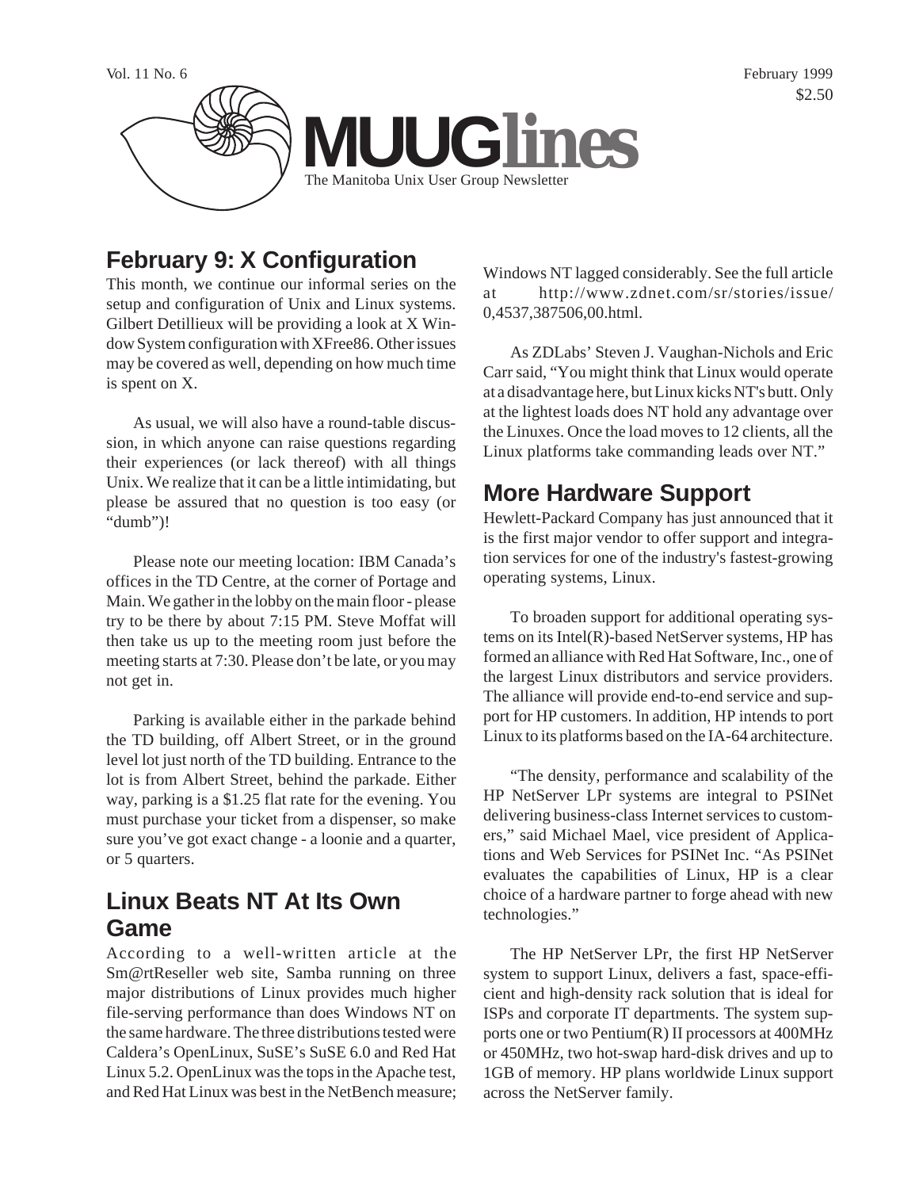Vol. 11 No. 6

February 1999

$2.50

# MUUGlines

The Manitoba Unix User Group Newsletter

## February 9: X Configuration

This month, we continue our informal series on the setup and configuration of Unix and Linux systems. Gilbert Detillieux will be providing a look at X Window System configuration with XFree86. Other issues may be covered as well, depending on how much time is spent on X.

As usual, we will also have a round-table discussion, in which anyone can raise questions regarding their experiences (or lack thereof) with all things Unix. We realize that it can be a little intimidating, but please be assured that no question is too easy (or "dumb")!

Please note our meeting location: IBM Canada's offices in the TD Centre, at the corner of Portage and Main. We gather in the lobby on the main floor - please try to be there by about 7:15 PM. Steve Moffat will then take us up to the meeting room just before the meeting starts at 7:30. Please don't be late, or you may not get in.

Parking is available either in the parkade behind the TD building, off Albert Street, or in the ground level lot just north of the TD building. Entrance to the lot is from Albert Street, behind the parkade. Either way, parking is a $1.25 flat rate for the evening. You must purchase your ticket from a dispenser, so make sure you've got exact change - a loonie and a quarter, or 5 quarters.

## Linux Beats NT At Its Own Game

According to a well-written article at the Sm@rtReseller web site, Samba running on three major distributions of Linux provides much higher file-serving performance than does Windows NT on the same hardware. The three distributions tested were Caldera's OpenLinux, SuSE's SuSE 6.0 and Red Hat Linux 5.2. OpenLinux was the tops in the Apache test, and Red Hat Linux was best in the NetBench measure; Windows NT lagged considerably. See the full article at http://www.zdnet.com/sr/stories/issue/0,4537,387506,00.html.

As ZDLabs' Steven J. Vaughan-Nichols and Eric Carr said, "You might think that Linux would operate at a disadvantage here, but Linux kicks NT's butt. Only at the lightest loads does NT hold any advantage over the Linuxes. Once the load moves to 12 clients, all the Linux platforms take commanding leads over NT."

## More Hardware Support

Hewlett-Packard Company has just announced that it is the first major vendor to offer support and integration services for one of the industry's fastest-growing operating systems, Linux.

To broaden support for additional operating systems on its Intel(R)-based NetServer systems, HP has formed an alliance with Red Hat Software, Inc., one of the largest Linux distributors and service providers. The alliance will provide end-to-end service and support for HP customers. In addition, HP intends to port Linux to its platforms based on the IA-64 architecture.

"The density, performance and scalability of the HP NetServer LPr systems are integral to PSINet delivering business-class Internet services to customers," said Michael Mael, vice president of Applications and Web Services for PSINet Inc. "As PSINet evaluates the capabilities of Linux, HP is a clear choice of a hardware partner to forge ahead with new technologies."

The HP NetServer LPr, the first HP NetServer system to support Linux, delivers a fast, space-efficient and high-density rack solution that is ideal for ISPs and corporate IT departments. The system supports one or two Pentium(R) II processors at 400MHz or 450MHz, two hot-swap hard-disk drives and up to 1GB of memory. HP plans worldwide Linux support across the NetServer family.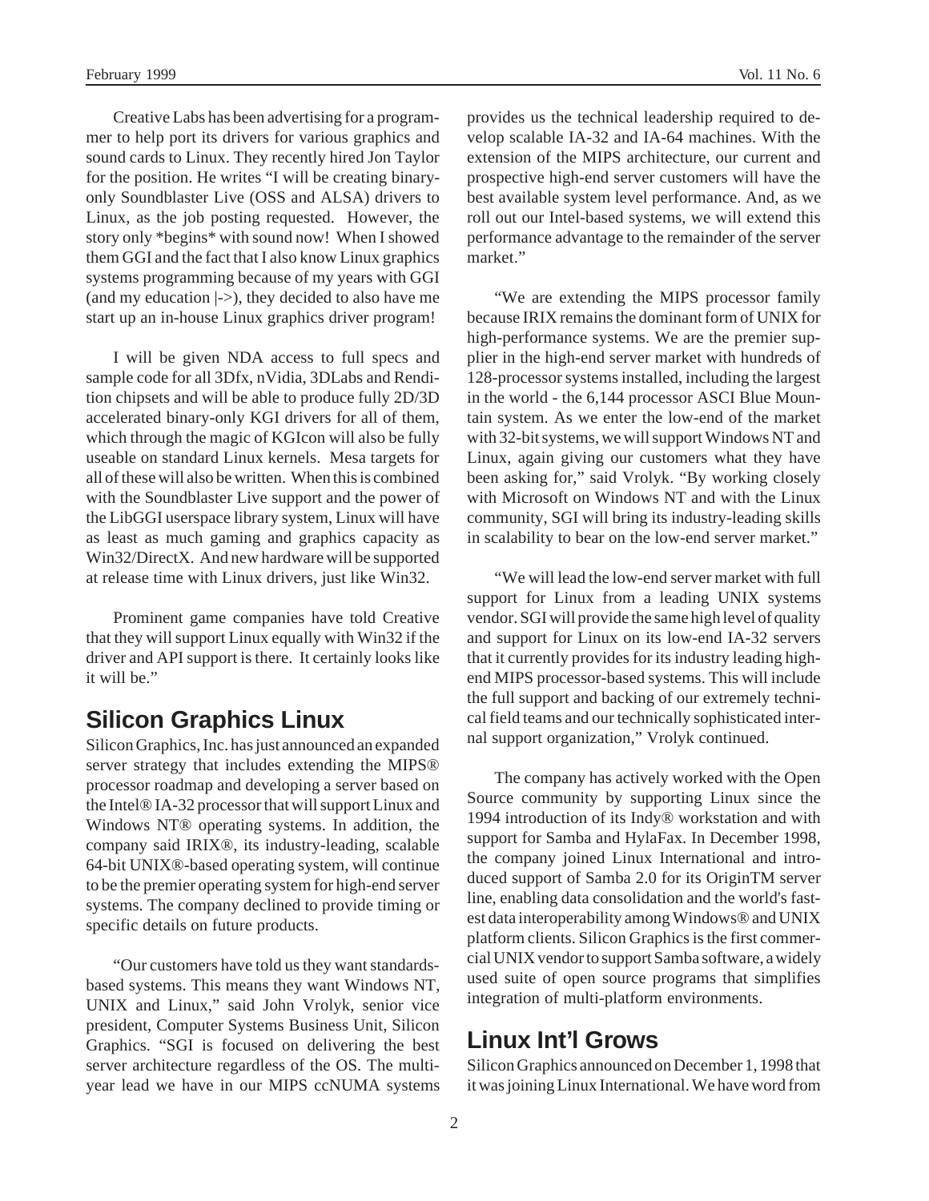Creative Labs has been advertising for a programmer to help port its drivers for various graphics and sound cards to Linux. They recently hired Jon Taylor for the position. He writes "I will be creating binary-only Soundblaster Live (OSS and ALSA) drivers to Linux, as the job posting requested. However, the story only *begins* with sound now! When I showed them GGI and the fact that I also know Linux graphics systems programming because of my years with GGI (and my education |->), they decided to also have me start up an in-house Linux graphics driver program!

I will be given NDA access to full specs and sample code for all 3Dfx, nVidia, 3DLabs and Rendition chipsets and will be able to produce fully 2D/3D accelerated binary-only KGI drivers for all of them, which through the magic of KGIcon will also be fully useable on standard Linux kernels. Mesa targets for all of these will also be written. When this is combined with the Soundblaster Live support and the power of the LibGGI userspace library system, Linux will have as least as much gaming and graphics capacity as Win32/DirectX. And new hardware will be supported at release time with Linux drivers, just like Win32.

Prominent game companies have told Creative that they will support Linux equally with Win32 if the driver and API support is there. It certainly looks like it will be."

## Silicon Graphics Linux

Silicon Graphics, Inc. has just announced an expanded server strategy that includes extending the MIPS® processor roadmap and developing a server based on the Intel® IA-32 processor that will support Linux and Windows NT® operating systems. In addition, the company said IRIX®, its industry-leading, scalable 64-bit UNIX®-based operating system, will continue to be the premier operating system for high-end server systems. The company declined to provide timing or specific details on future products.

"Our customers have told us they want standards-based systems. This means they want Windows NT, UNIX and Linux," said John Vrolyk, senior vice president, Computer Systems Business Unit, Silicon Graphics. "SGI is focused on delivering the best server architecture regardless of the OS. The multi-year lead we have in our MIPS ccNUMA systems provides us the technical leadership required to develop scalable IA-32 and IA-64 machines. With the extension of the MIPS architecture, our current and prospective high-end server customers will have the best available system level performance. And, as we roll out our Intel-based systems, we will extend this performance advantage to the remainder of the server market."

"We are extending the MIPS processor family because IRIX remains the dominant form of UNIX for high-performance systems. We are the premier supplier in the high-end server market with hundreds of 128-processor systems installed, including the largest in the world - the 6,144 processor ASCI Blue Mountain system. As we enter the low-end of the market with 32-bit systems, we will support Windows NT and Linux, again giving our customers what they have been asking for," said Vrolyk. "By working closely with Microsoft on Windows NT and with the Linux community, SGI will bring its industry-leading skills in scalability to bear on the low-end server market."

"We will lead the low-end server market with full support for Linux from a leading UNIX systems vendor. SGI will provide the same high level of quality and support for Linux on its low-end IA-32 servers that it currently provides for its industry leading high-end MIPS processor-based systems. This will include the full support and backing of our extremely technical field teams and our technically sophisticated internal support organization," Vrolyk continued.

The company has actively worked with the Open Source community by supporting Linux since the 1994 introduction of its Indy® workstation and with support for Samba and HylaFax. In December 1998, the company joined Linux International and introduced support of Samba 2.0 for its OriginTM server line, enabling data consolidation and the world's fastest data interoperability among Windows® and UNIX platform clients. Silicon Graphics is the first commercial UNIX vendor to support Samba software, a widely used suite of open source programs that simplifies integration of multi-platform environments.

## Linux Int'l Grows

Silicon Graphics announced on December 1, 1998 that it was joining Linux International. We have word from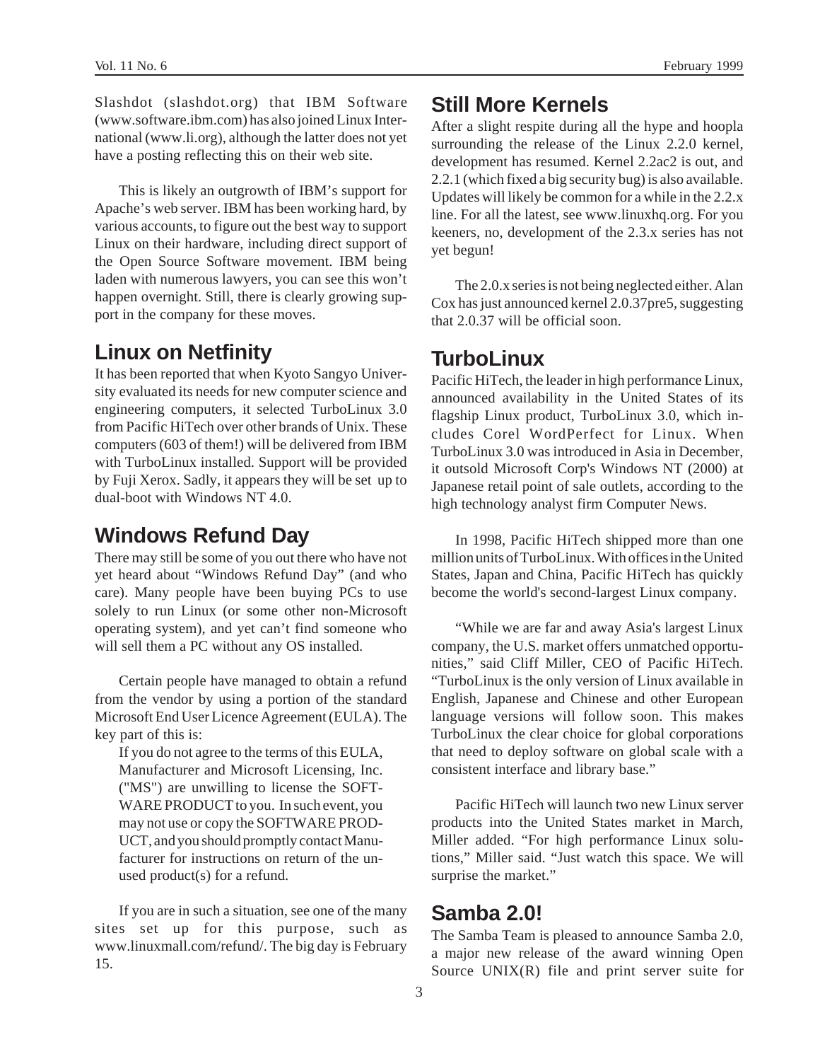Slashdot (slashdot.org) that IBM Software (www.software.ibm.com) has also joined Linux International (www.li.org), although the latter does not yet have a posting reflecting this on their web site.

This is likely an outgrowth of IBM's support for Apache's web server. IBM has been working hard, by various accounts, to figure out the best way to support Linux on their hardware, including direct support of the Open Source Software movement. IBM being laden with numerous lawyers, you can see this won't happen overnight. Still, there is clearly growing support in the company for these moves.

## Linux on Netfinity

It has been reported that when Kyoto Sangyo University evaluated its needs for new computer science and engineering computers, it selected TurboLinux 3.0 from Pacific HiTech over other brands of Unix. These computers (603 of them!) will be delivered from IBM with TurboLinux installed. Support will be provided by Fuji Xerox. Sadly, it appears they will be set up to dual-boot with Windows NT 4.0.

## Windows Refund Day

There may still be some of you out there who have not yet heard about "Windows Refund Day" (and who care). Many people have been buying PCs to use solely to run Linux (or some other non-Microsoft operating system), and yet can't find someone who will sell them a PC without any OS installed.

Certain people have managed to obtain a refund from the vendor by using a portion of the standard Microsoft End User Licence Agreement (EULA). The key part of this is:

> If you do not agree to the terms of this EULA, Manufacturer and Microsoft Licensing, Inc. ("MS") are unwilling to license the SOFTWARE PRODUCT to you. In such event, you may not use or copy the SOFTWARE PRODUCT, and you should promptly contact Manufacturer for instructions on return of the unused product(s) for a refund.

If you are in such a situation, see one of the many sites set up for this purpose, such as www.linuxmall.com/refund/. The big day is February 15.

## Still More Kernels

After a slight respite during all the hype and hoopla surrounding the release of the Linux 2.2.0 kernel, development has resumed. Kernel 2.2ac2 is out, and 2.2.1 (which fixed a big security bug) is also available. Updates will likely be common for a while in the 2.2.x line. For all the latest, see www.linuxhq.org. For you keeners, no, development of the 2.3.x series has not yet begun!

The 2.0.x series is not being neglected either. Alan Cox has just announced kernel 2.0.37pre5, suggesting that 2.0.37 will be official soon.

## TurboLinux

Pacific HiTech, the leader in high performance Linux, announced availability in the United States of its flagship Linux product, TurboLinux 3.0, which includes Corel WordPerfect for Linux. When TurboLinux 3.0 was introduced in Asia in December, it outsold Microsoft Corp's Windows NT (2000) at Japanese retail point of sale outlets, according to the high technology analyst firm Computer News.

In 1998, Pacific HiTech shipped more than one million units of TurboLinux. With offices in the United States, Japan and China, Pacific HiTech has quickly become the world's second-largest Linux company.

"While we are far and away Asia's largest Linux company, the U.S. market offers unmatched opportunities," said Cliff Miller, CEO of Pacific HiTech. "TurboLinux is the only version of Linux available in English, Japanese and Chinese and other European language versions will follow soon. This makes TurboLinux the clear choice for global corporations that need to deploy software on global scale with a consistent interface and library base."

Pacific HiTech will launch two new Linux server products into the United States market in March, Miller added. "For high performance Linux solutions," Miller said. "Just watch this space. We will surprise the market."

## Samba 2.0!

The Samba Team is pleased to announce Samba 2.0, a major new release of the award winning Open Source UNIX(R) file and print server suite for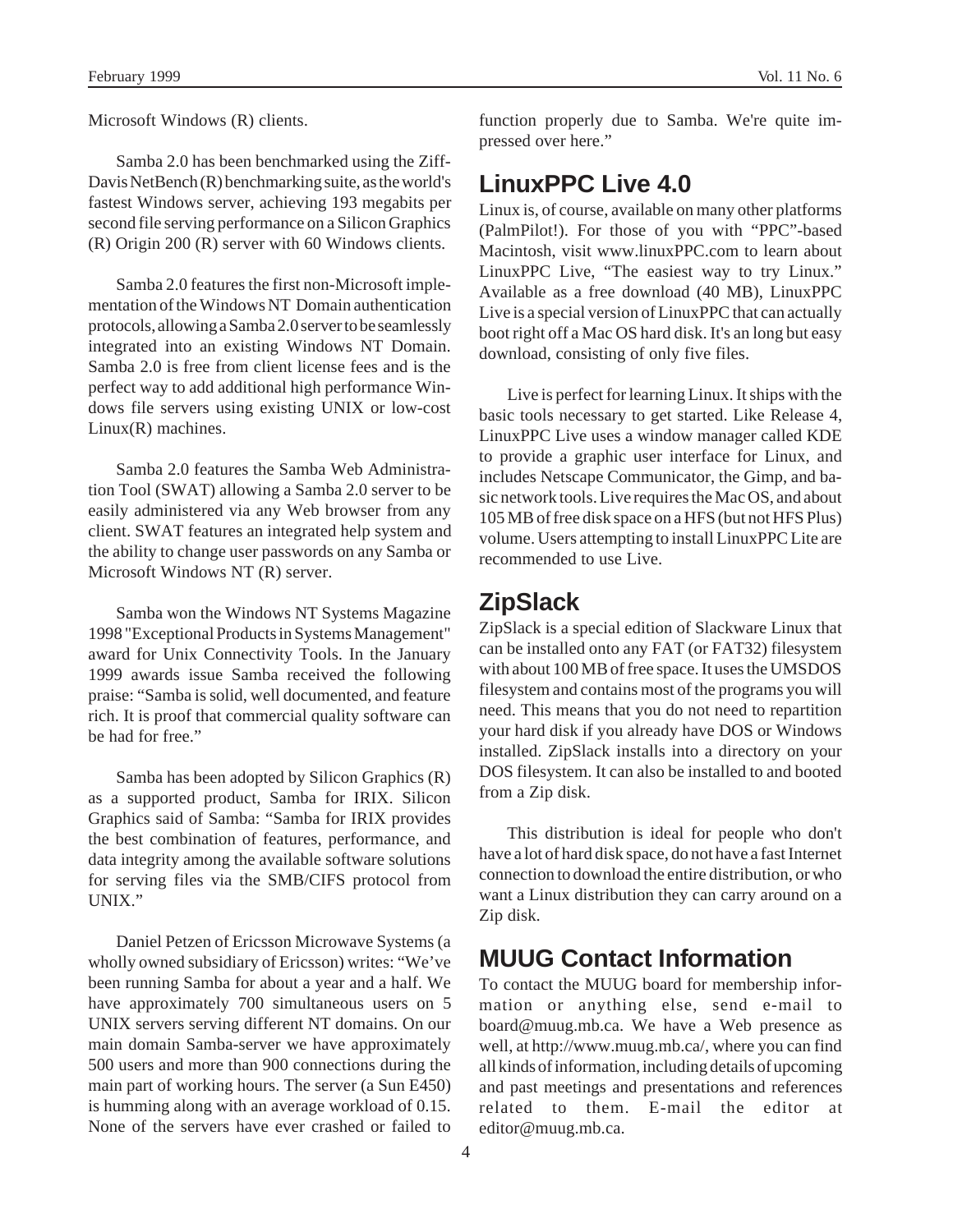Microsoft Windows (R) clients.

Samba 2.0 has been benchmarked using the Ziff-Davis NetBench (R) benchmarking suite, as the world's fastest Windows server, achieving 193 megabits per second file serving performance on a Silicon Graphics (R) Origin 200 (R) server with 60 Windows clients.

Samba 2.0 features the first non-Microsoft implementation of the Windows NT Domain authentication protocols, allowing a Samba 2.0 server to be seamlessly integrated into an existing Windows NT Domain. Samba 2.0 is free from client license fees and is the perfect way to add additional high performance Windows file servers using existing UNIX or low-cost Linux(R) machines.

Samba 2.0 features the Samba Web Administration Tool (SWAT) allowing a Samba 2.0 server to be easily administered via any Web browser from any client. SWAT features an integrated help system and the ability to change user passwords on any Samba or Microsoft Windows NT (R) server.

Samba won the Windows NT Systems Magazine 1998 "Exceptional Products in Systems Management" award for Unix Connectivity Tools. In the January 1999 awards issue Samba received the following praise: "Samba is solid, well documented, and feature rich. It is proof that commercial quality software can be had for free."

Samba has been adopted by Silicon Graphics (R) as a supported product, Samba for IRIX. Silicon Graphics said of Samba: "Samba for IRIX provides the best combination of features, performance, and data integrity among the available software solutions for serving files via the SMB/CIFS protocol from UNIX."

Daniel Petzen of Ericsson Microwave Systems (a wholly owned subsidiary of Ericsson) writes: "We've been running Samba for about a year and a half. We have approximately 700 simultaneous users on 5 UNIX servers serving different NT domains. On our main domain Samba-server we have approximately 500 users and more than 900 connections during the main part of working hours. The server (a Sun E450) is humming along with an average workload of 0.15. None of the servers have ever crashed or failed to function properly due to Samba. We're quite impressed over here."

## LinuxPPC Live 4.0

Linux is, of course, available on many other platforms (PalmPilot!). For those of you with "PPC"-based Macintosh, visit www.linuxPPC.com to learn about LinuxPPC Live, "The easiest way to try Linux." Available as a free download (40 MB), LinuxPPC Live is a special version of LinuxPPC that can actually boot right off a Mac OS hard disk. It's an long but easy download, consisting of only five files.

Live is perfect for learning Linux. It ships with the basic tools necessary to get started. Like Release 4, LinuxPPC Live uses a window manager called KDE to provide a graphic user interface for Linux, and includes Netscape Communicator, the Gimp, and basic network tools. Live requires the Mac OS, and about 105 MB of free disk space on a HFS (but not HFS Plus) volume. Users attempting to install LinuxPPC Lite are recommended to use Live.

## ZipSlack

ZipSlack is a special edition of Slackware Linux that can be installed onto any FAT (or FAT32) filesystem with about 100 MB of free space. It uses the UMSDOS filesystem and contains most of the programs you will need. This means that you do not need to repartition your hard disk if you already have DOS or Windows installed. ZipSlack installs into a directory on your DOS filesystem. It can also be installed to and booted from a Zip disk.

This distribution is ideal for people who don't have a lot of hard disk space, do not have a fast Internet connection to download the entire distribution, or who want a Linux distribution they can carry around on a Zip disk.

## MUUG Contact Information

To contact the MUUG board for membership information or anything else, send e-mail to board@muug.mb.ca. We have a Web presence as well, at http://www.muug.mb.ca/, where you can find all kinds of information, including details of upcoming and past meetings and presentations and references related to them. E-mail the editor at editor@muug.mb.ca.